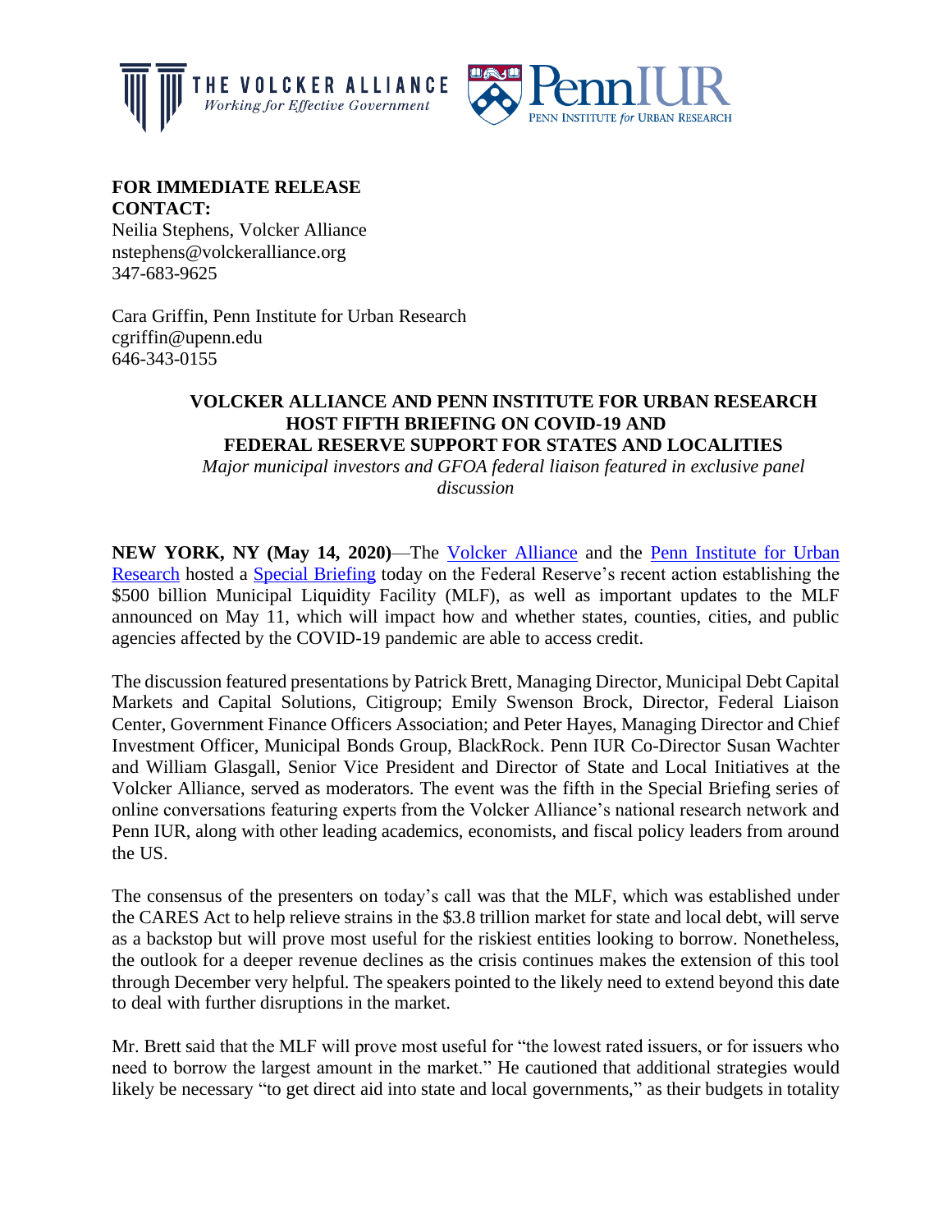**FOR IMMEDIATE RELEASE**
**CONTACT:**
Neilia Stephens, Volcker Alliance
nstephens@volckeralliance.org
347-683-9625

Cara Griffin, Penn Institute for Urban Research
cgriffin@upenn.edu
646-343-0155

# VOLCKER ALLIANCE AND PENN INSTITUTE FOR URBAN RESEARCH HOST FIFTH BRIEFING ON COVID-19 AND FEDERAL RESERVE SUPPORT FOR STATES AND LOCALITIES

*Major municipal investors and GFOA federal liaison featured in exclusive panel discussion*

**NEW YORK, NY (May 14, 2020)**—The Volcker Alliance and the Penn Institute for Urban Research hosted a Special Briefing today on the Federal Reserve's recent action establishing the $500 billion Municipal Liquidity Facility (MLF), as well as important updates to the MLF announced on May 11, which will impact how and whether states, counties, cities, and public agencies affected by the COVID-19 pandemic are able to access credit.

The discussion featured presentations by Patrick Brett, Managing Director, Municipal Debt Capital Markets and Capital Solutions, Citigroup; Emily Swenson Brock, Director, Federal Liaison Center, Government Finance Officers Association; and Peter Hayes, Managing Director and Chief Investment Officer, Municipal Bonds Group, BlackRock. Penn IUR Co-Director Susan Wachter and William Glasgall, Senior Vice President and Director of State and Local Initiatives at the Volcker Alliance, served as moderators. The event was the fifth in the Special Briefing series of online conversations featuring experts from the Volcker Alliance's national research network and Penn IUR, along with other leading academics, economists, and fiscal policy leaders from around the US.

The consensus of the presenters on today's call was that the MLF, which was established under the CARES Act to help relieve strains in the $3.8 trillion market for state and local debt, will serve as a backstop but will prove most useful for the riskiest entities looking to borrow. Nonetheless, the outlook for a deeper revenue declines as the crisis continues makes the extension of this tool through December very helpful. The speakers pointed to the likely need to extend beyond this date to deal with further disruptions in the market.

Mr. Brett said that the MLF will prove most useful for "the lowest rated issuers, or for issuers who need to borrow the largest amount in the market." He cautioned that additional strategies would likely be necessary "to get direct aid into state and local governments," as their budgets in totality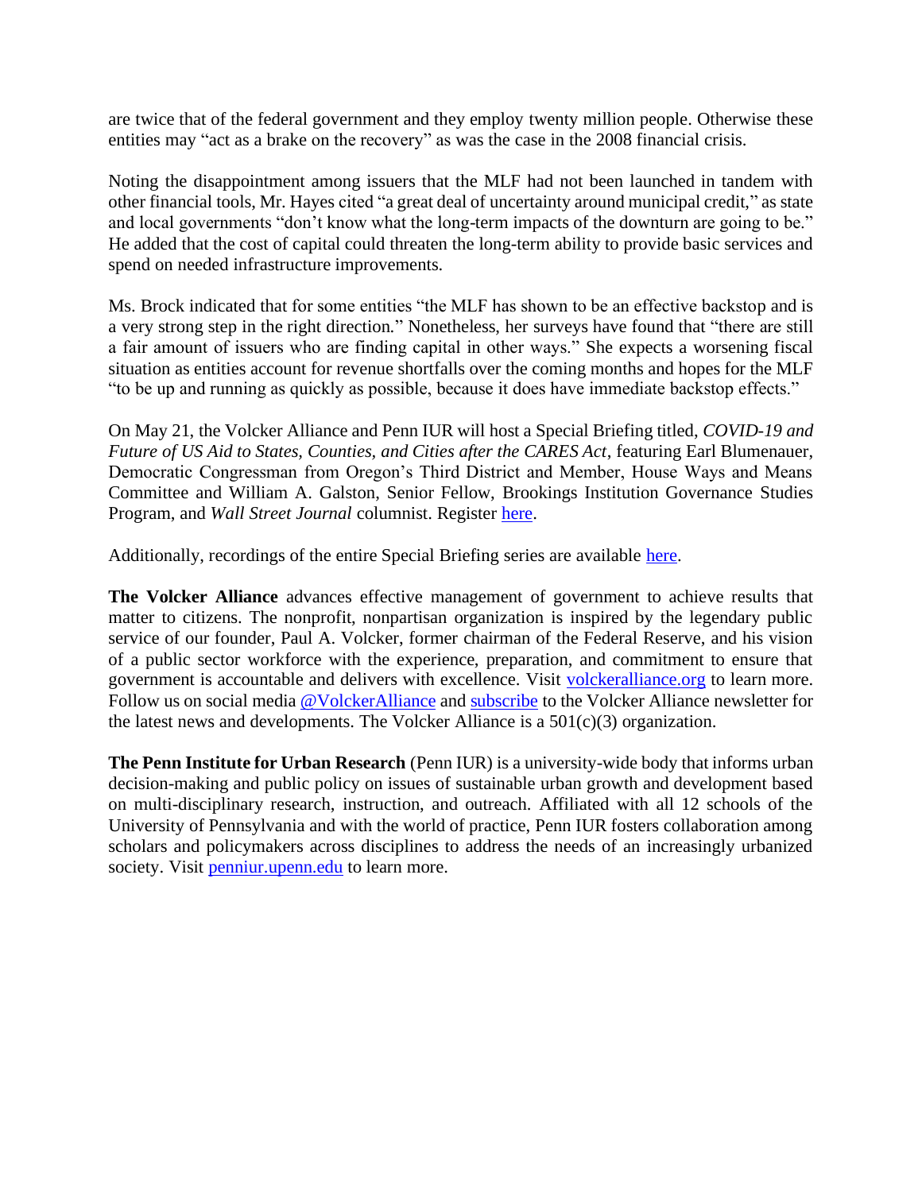are twice that of the federal government and they employ twenty million people. Otherwise these entities may "act as a brake on the recovery" as was the case in the 2008 financial crisis.

Noting the disappointment among issuers that the MLF had not been launched in tandem with other financial tools, Mr. Hayes cited "a great deal of uncertainty around municipal credit," as state and local governments "don't know what the long-term impacts of the downturn are going to be." He added that the cost of capital could threaten the long-term ability to provide basic services and spend on needed infrastructure improvements.

Ms. Brock indicated that for some entities "the MLF has shown to be an effective backstop and is a very strong step in the right direction." Nonetheless, her surveys have found that "there are still a fair amount of issuers who are finding capital in other ways." She expects a worsening fiscal situation as entities account for revenue shortfalls over the coming months and hopes for the MLF "to be up and running as quickly as possible, because it does have immediate backstop effects."

On May 21, the Volcker Alliance and Penn IUR will host a Special Briefing titled, *COVID-19 and Future of US Aid to States, Counties, and Cities after the CARES Act*, featuring Earl Blumenauer, Democratic Congressman from Oregon's Third District and Member, House Ways and Means Committee and William A. Galston, Senior Fellow, Brookings Institution Governance Studies Program, and *Wall Street Journal* columnist. Register here.

Additionally, recordings of the entire Special Briefing series are available here.

**The Volcker Alliance** advances effective management of government to achieve results that matter to citizens. The nonprofit, nonpartisan organization is inspired by the legendary public service of our founder, Paul A. Volcker, former chairman of the Federal Reserve, and his vision of a public sector workforce with the experience, preparation, and commitment to ensure that government is accountable and delivers with excellence. Visit volckeralliance.org to learn more. Follow us on social media @VolckerAlliance and subscribe to the Volcker Alliance newsletter for the latest news and developments. The Volcker Alliance is a 501(c)(3) organization.

**The Penn Institute for Urban Research** (Penn IUR) is a university-wide body that informs urban decision-making and public policy on issues of sustainable urban growth and development based on multi-disciplinary research, instruction, and outreach. Affiliated with all 12 schools of the University of Pennsylvania and with the world of practice, Penn IUR fosters collaboration among scholars and policymakers across disciplines to address the needs of an increasingly urbanized society. Visit penniur.upenn.edu to learn more.